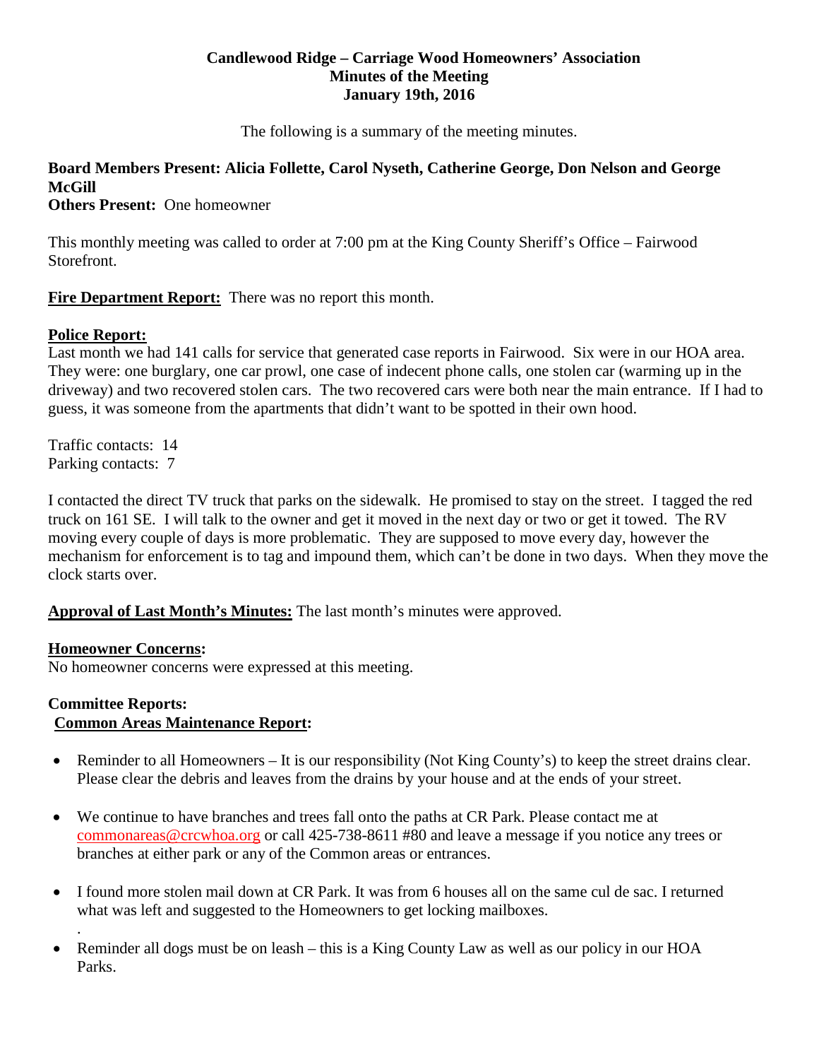# Candlewood Ridge – Carriage Wood Homeowners' Association
## Minutes of the Meeting
## January 19th, 2016

The following is a summary of the meeting minutes.

**Board Members Present: Alicia Follette, Carol Nyseth, Catherine George, Don Nelson and George McGill**
**Others Present:** One homeowner

This monthly meeting was called to order at 7:00 pm at the King County Sheriff's Office – Fairwood Storefront.

**Fire Department Report:** There was no report this month.

**Police Report:**
Last month we had 141 calls for service that generated case reports in Fairwood. Six were in our HOA area. They were: one burglary, one car prowl, one case of indecent phone calls, one stolen car (warming up in the driveway) and two recovered stolen cars. The two recovered cars were both near the main entrance. If I had to guess, it was someone from the apartments that didn't want to be spotted in their own hood.

Traffic contacts: 14
Parking contacts: 7

I contacted the direct TV truck that parks on the sidewalk. He promised to stay on the street. I tagged the red truck on 161 SE. I will talk to the owner and get it moved in the next day or two or get it towed. The RV moving every couple of days is more problematic. They are supposed to move every day, however the mechanism for enforcement is to tag and impound them, which can't be done in two days. When they move the clock starts over.

**Approval of Last Month's Minutes:** The last month's minutes were approved.

**Homeowner Concerns:**
No homeowner concerns were expressed at this meeting.

**Committee Reports:**
**Common Areas Maintenance Report:**

- Reminder to all Homeowners – It is our responsibility (Not King County's) to keep the street drains clear. Please clear the debris and leaves from the drains by your house and at the ends of your street.
- We continue to have branches and trees fall onto the paths at CR Park. Please contact me at commonareas@crcwhoa.org or call 425-738-8611 #80 and leave a message if you notice any trees or branches at either park or any of the Common areas or entrances.
- I found more stolen mail down at CR Park. It was from 6 houses all on the same cul de sac. I returned what was left and suggested to the Homeowners to get locking mailboxes.
- Reminder all dogs must be on leash – this is a King County Law as well as our policy in our HOA Parks.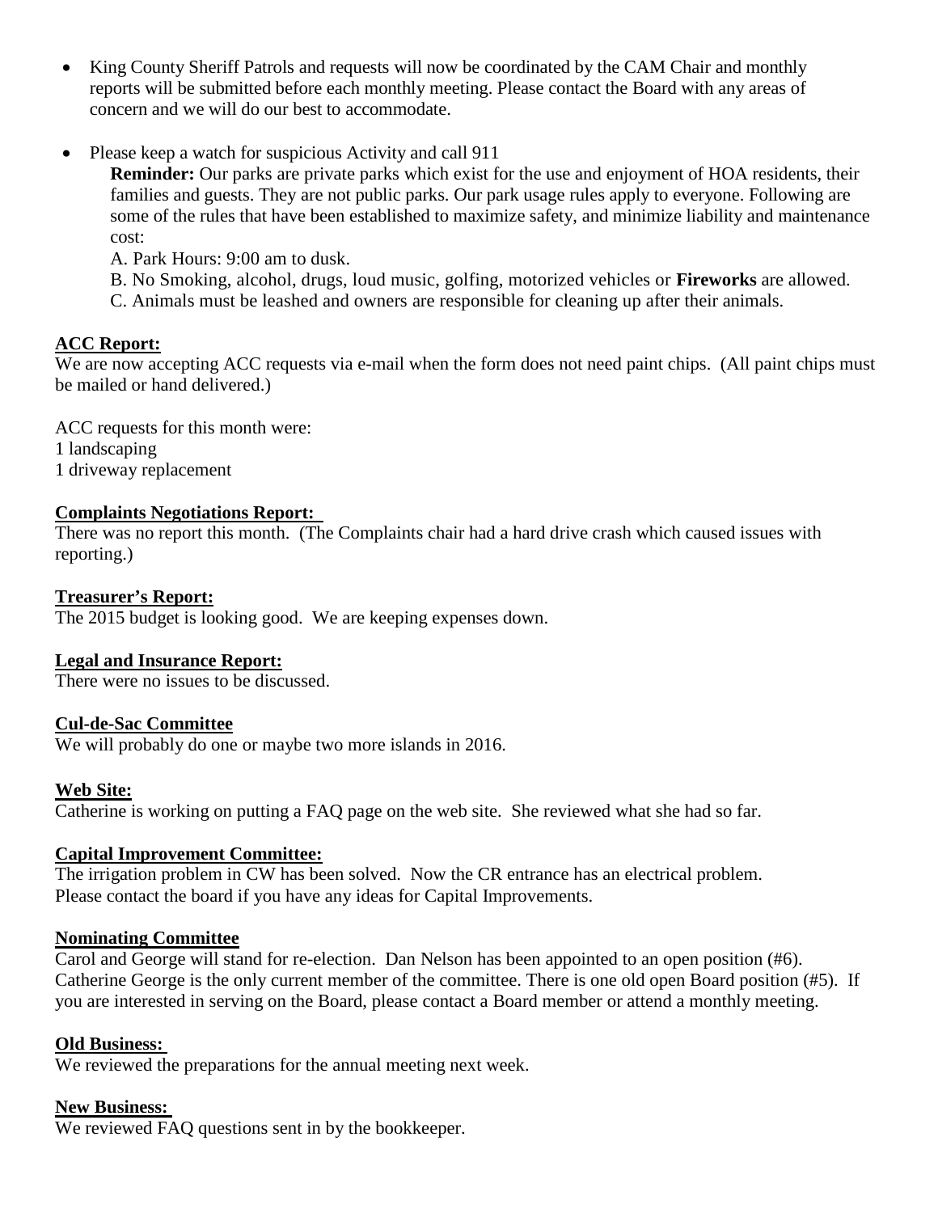- King County Sheriff Patrols and requests will now be coordinated by the CAM Chair and monthly reports will be submitted before each monthly meeting. Please contact the Board with any areas of concern and we will do our best to accommodate.

- Please keep a watch for suspicious Activity and call 911

  **Reminder:** Our parks are private parks which exist for the use and enjoyment of HOA residents, their families and guests. They are not public parks. Our park usage rules apply to everyone. Following are some of the rules that have been established to maximize safety, and minimize liability and maintenance cost:

  A. Park Hours: 9:00 am to dusk.

  B. No Smoking, alcohol, drugs, loud music, golfing, motorized vehicles or **Fireworks** are allowed.

  C. Animals must be leashed and owners are responsible for cleaning up after their animals.

**ACC Report:**

We are now accepting ACC requests via e-mail when the form does not need paint chips. (All paint chips must be mailed or hand delivered.)

ACC requests for this month were:
1 landscaping
1 driveway replacement

**Complaints Negotiations Report:**

There was no report this month. (The Complaints chair had a hard drive crash which caused issues with reporting.)

**Treasurer's Report:**

The 2015 budget is looking good. We are keeping expenses down.

**Legal and Insurance Report:**

There were no issues to be discussed.

**Cul-de-Sac Committee**

We will probably do one or maybe two more islands in 2016.

**Web Site:**

Catherine is working on putting a FAQ page on the web site. She reviewed what she had so far.

**Capital Improvement Committee:**

The irrigation problem in CW has been solved. Now the CR entrance has an electrical problem.
Please contact the board if you have any ideas for Capital Improvements.

**Nominating Committee**

Carol and George will stand for re-election. Dan Nelson has been appointed to an open position (#6). Catherine George is the only current member of the committee. There is one old open Board position (#5). If you are interested in serving on the Board, please contact a Board member or attend a monthly meeting.

**Old Business:**

We reviewed the preparations for the annual meeting next week.

**New Business:**

We reviewed FAQ questions sent in by the bookkeeper.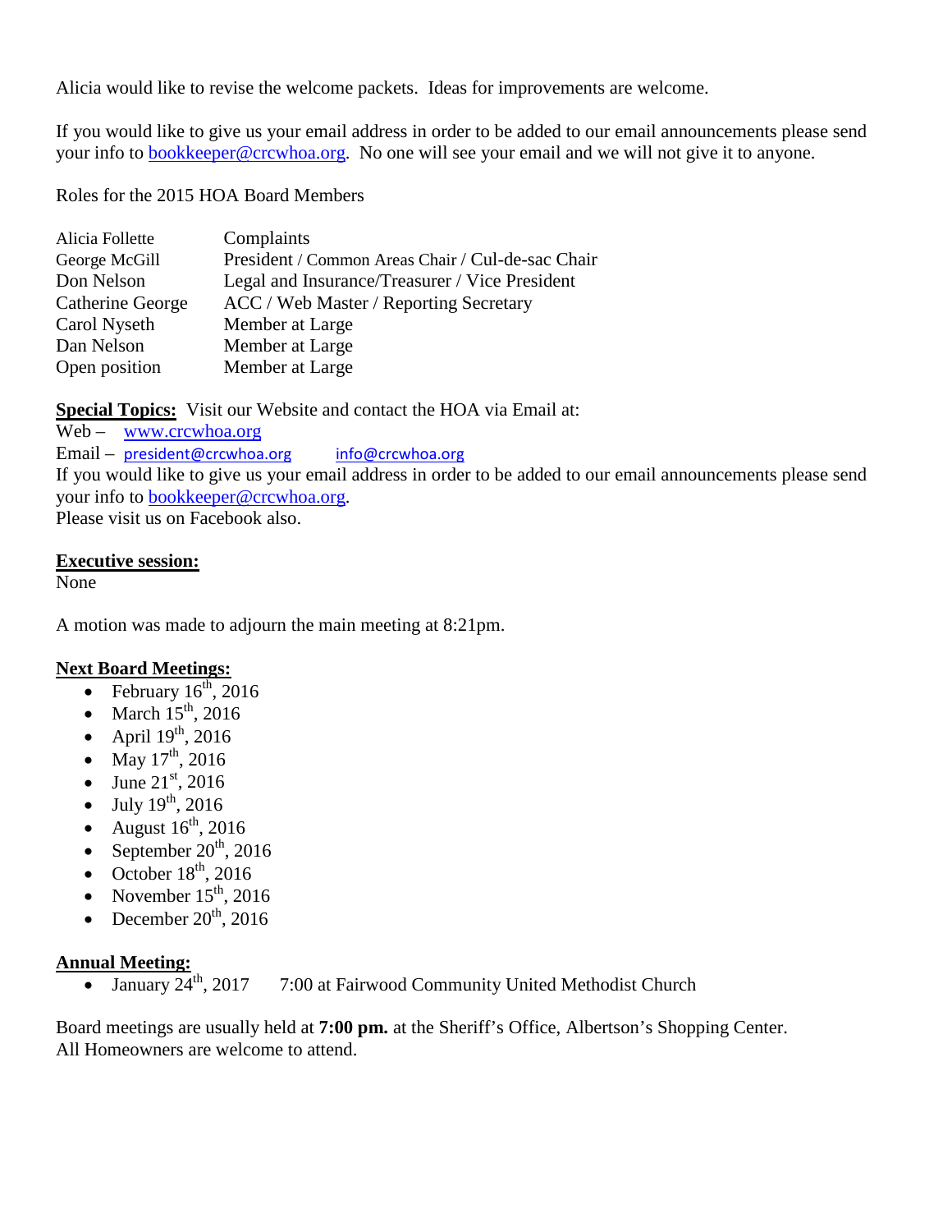Alicia would like to revise the welcome packets. Ideas for improvements are welcome.

If you would like to give us your email address in order to be added to our email announcements please send your info to bookkeeper@crcwhoa.org. No one will see your email and we will not give it to anyone.

Roles for the 2015 HOA Board Members

| | |
|---|---|
| Alicia Follette | Complaints |
| George McGill | President / Common Areas Chair / Cul-de-sac Chair |
| Don Nelson | Legal and Insurance/Treasurer / Vice President |
| Catherine George | ACC / Web Master / Reporting Secretary |
| Carol Nyseth | Member at Large |
| Dan Nelson | Member at Large |
| Open position | Member at Large |

**Special Topics:** Visit our Website and contact the HOA via Email at:
Web – www.crcwhoa.org
Email – president@crcwhoa.org info@crcwhoa.org
If you would like to give us your email address in order to be added to our email announcements please send your info to bookkeeper@crcwhoa.org.
Please visit us on Facebook also.

**Executive session:**
None

A motion was made to adjourn the main meeting at 8:21pm.

**Next Board Meetings:**

- February 16th, 2016
- March 15th, 2016
- April 19th, 2016
- May 17th, 2016
- June 21st, 2016
- July 19th, 2016
- August 16th, 2016
- September 20th, 2016
- October 18th, 2016
- November 15th, 2016
- December 20th, 2016

**Annual Meeting:**

- January 24th, 2017 7:00 at Fairwood Community United Methodist Church

Board meetings are usually held at **7:00 pm.** at the Sheriff's Office, Albertson's Shopping Center.
All Homeowners are welcome to attend.